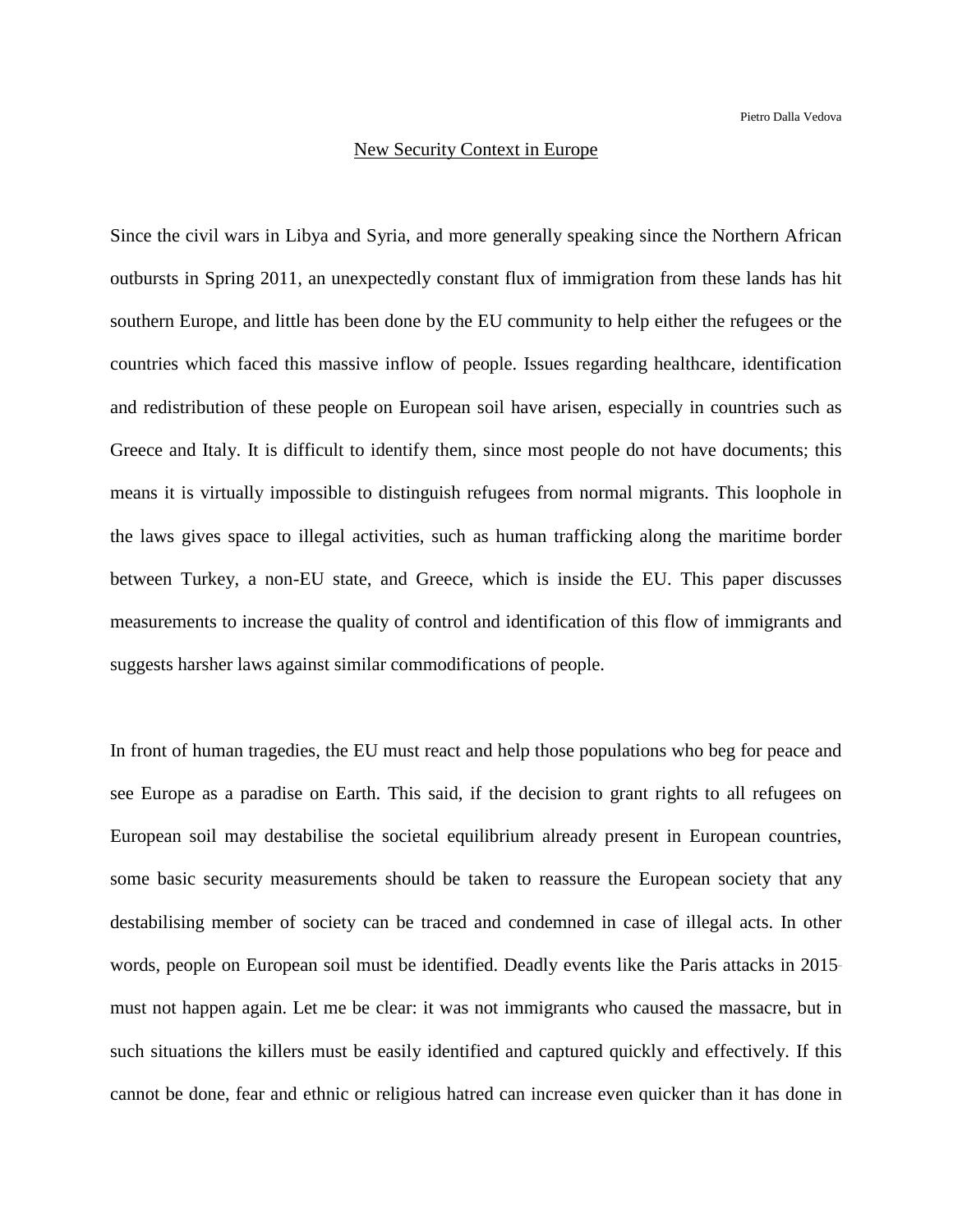Pietro Dalla Vedova

# New Security Context in Europe

Since the civil wars in Libya and Syria, and more generally speaking since the Northern African outbursts in Spring 2011, an unexpectedly constant flux of immigration from these lands has hit southern Europe, and little has been done by the EU community to help either the refugees or the countries which faced this massive inflow of people. Issues regarding healthcare, identification and redistribution of these people on European soil have arisen, especially in countries such as Greece and Italy. It is difficult to identify them, since most people do not have documents; this means it is virtually impossible to distinguish refugees from normal migrants. This loophole in the laws gives space to illegal activities, such as human trafficking along the maritime border between Turkey, a non-EU state, and Greece, which is inside the EU. This paper discusses measurements to increase the quality of control and identification of this flow of immigrants and suggests harsher laws against similar commodifications of people.

In front of human tragedies, the EU must react and help those populations who beg for peace and see Europe as a paradise on Earth. This said, if the decision to grant rights to all refugees on European soil may destabilise the societal equilibrium already present in European countries, some basic security measurements should be taken to reassure the European society that any destabilising member of society can be traced and condemned in case of illegal acts. In other words, people on European soil must be identified. Deadly events like the Paris attacks in 2015 must not happen again. Let me be clear: it was not immigrants who caused the massacre, but in such situations the killers must be easily identified and captured quickly and effectively. If this cannot be done, fear and ethnic or religious hatred can increase even quicker than it has done in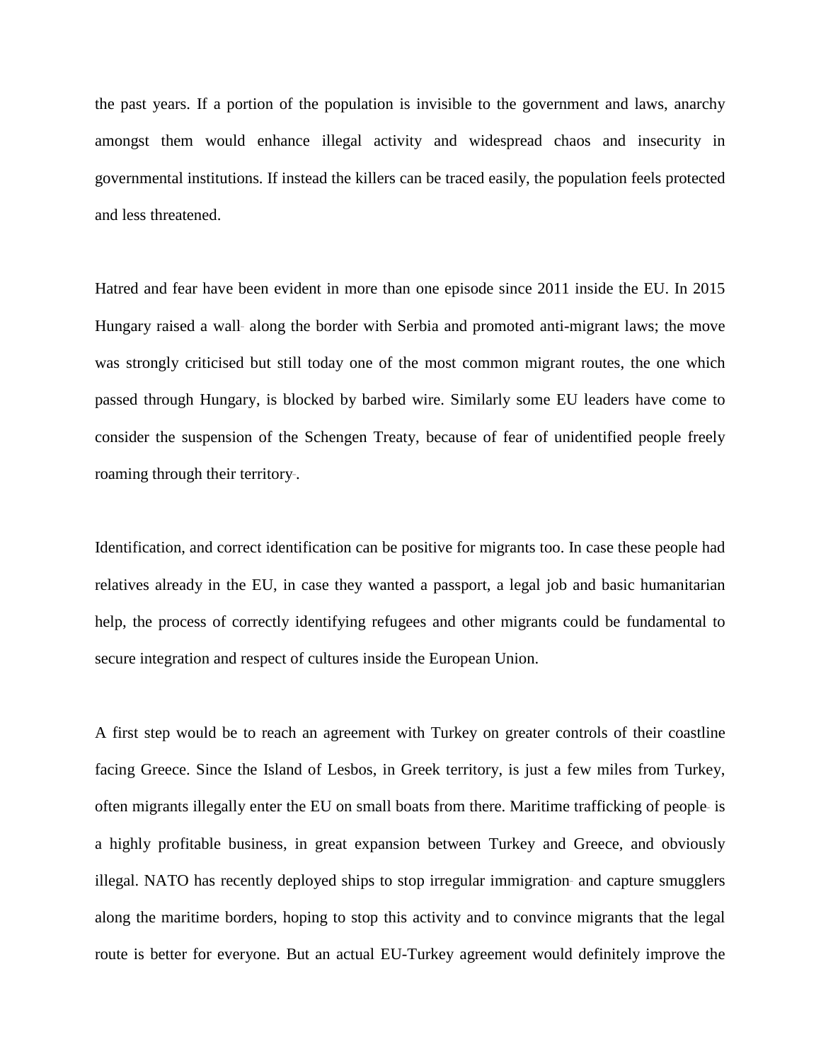the past years. If a portion of the population is invisible to the government and laws, anarchy amongst them would enhance illegal activity and widespread chaos and insecurity in governmental institutions. If instead the killers can be traced easily, the population feels protected and less threatened.

Hatred and fear have been evident in more than one episode since 2011 inside the EU. In 2015 Hungary raised a wall along the border with Serbia and promoted anti-migrant laws; the move was strongly criticised but still today one of the most common migrant routes, the one which passed through Hungary, is blocked by barbed wire. Similarly some EU leaders have come to consider the suspension of the Schengen Treaty, because of fear of unidentified people freely roaming through their territory.

Identification, and correct identification can be positive for migrants too. In case these people had relatives already in the EU, in case they wanted a passport, a legal job and basic humanitarian help, the process of correctly identifying refugees and other migrants could be fundamental to secure integration and respect of cultures inside the European Union.

A first step would be to reach an agreement with Turkey on greater controls of their coastline facing Greece. Since the Island of Lesbos, in Greek territory, is just a few miles from Turkey, often migrants illegally enter the EU on small boats from there. Maritime trafficking of people is a highly profitable business, in great expansion between Turkey and Greece, and obviously illegal. NATO has recently deployed ships to stop irregular immigration and capture smugglers along the maritime borders, hoping to stop this activity and to convince migrants that the legal route is better for everyone. But an actual EU-Turkey agreement would definitely improve the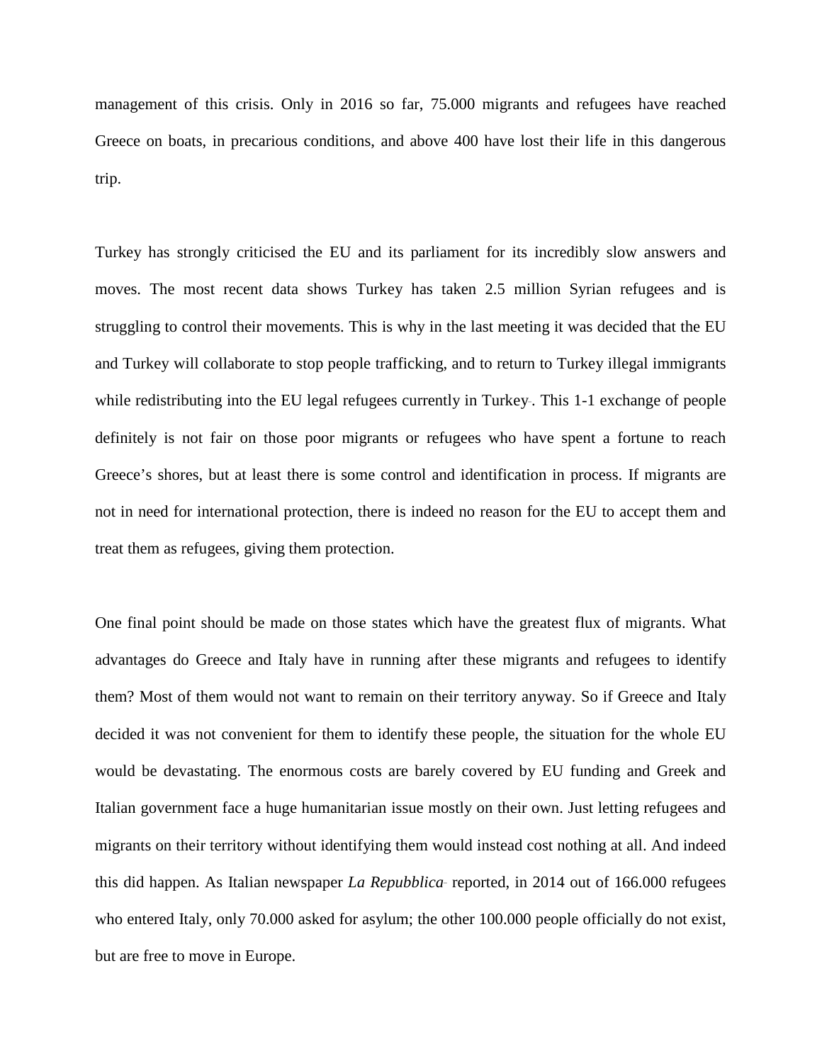management of this crisis. Only in 2016 so far, 75.000 migrants and refugees have reached Greece on boats, in precarious conditions, and above 400 have lost their life in this dangerous trip.

Turkey has strongly criticised the EU and its parliament for its incredibly slow answers and moves. The most recent data shows Turkey has taken 2.5 million Syrian refugees and is struggling to control their movements. This is why in the last meeting it was decided that the EU and Turkey will collaborate to stop people trafficking, and to return to Turkey illegal immigrants while redistributing into the EU legal refugees currently in Turkey. This 1-1 exchange of people definitely is not fair on those poor migrants or refugees who have spent a fortune to reach Greece's shores, but at least there is some control and identification in process. If migrants are not in need for international protection, there is indeed no reason for the EU to accept them and treat them as refugees, giving them protection.

One final point should be made on those states which have the greatest flux of migrants. What advantages do Greece and Italy have in running after these migrants and refugees to identify them? Most of them would not want to remain on their territory anyway. So if Greece and Italy decided it was not convenient for them to identify these people, the situation for the whole EU would be devastating. The enormous costs are barely covered by EU funding and Greek and Italian government face a huge humanitarian issue mostly on their own. Just letting refugees and migrants on their territory without identifying them would instead cost nothing at all. And indeed this did happen. As Italian newspaper *La Repubblica* reported, in 2014 out of 166.000 refugees who entered Italy, only 70.000 asked for asylum; the other 100.000 people officially do not exist, but are free to move in Europe.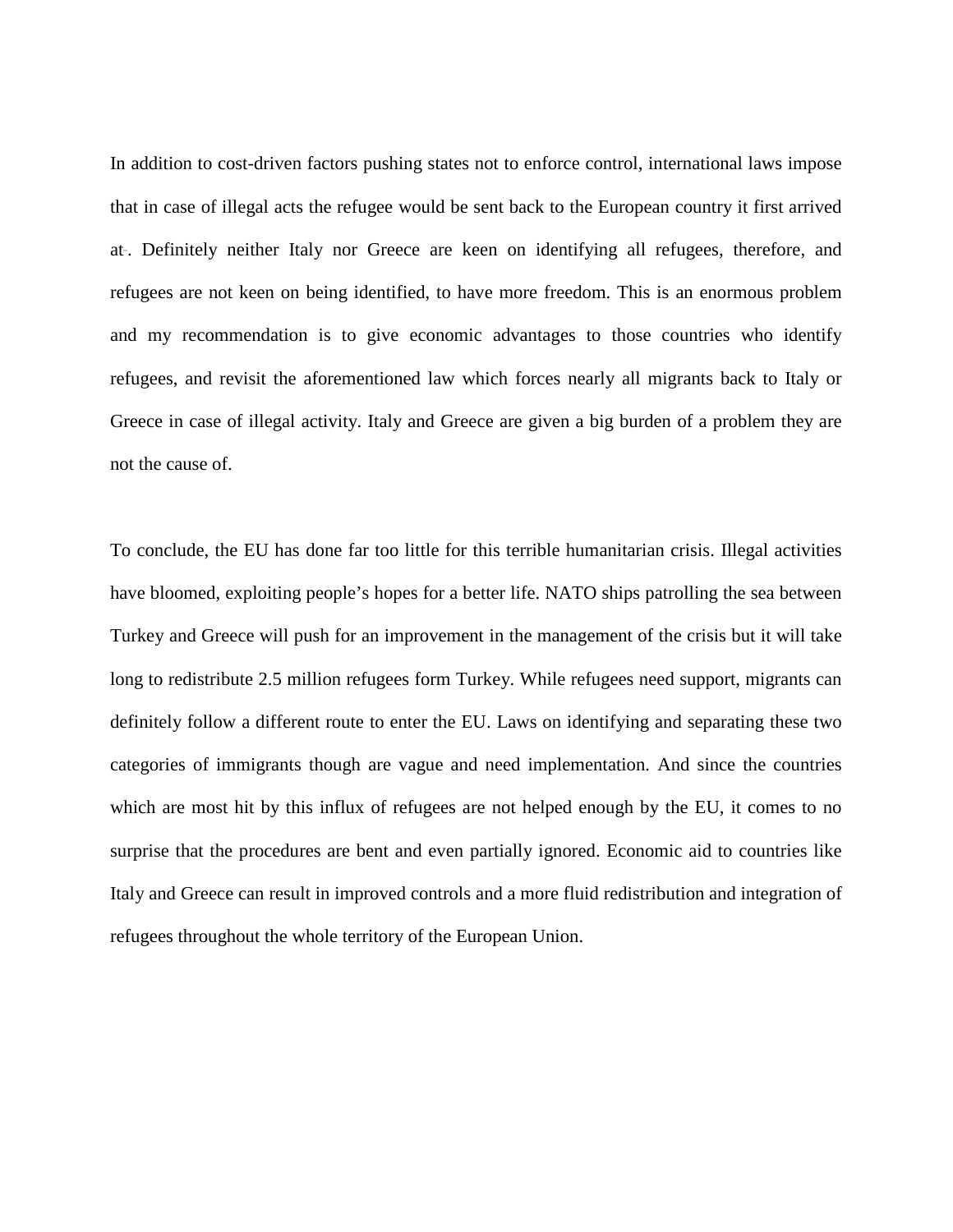In addition to cost-driven factors pushing states not to enforce control, international laws impose that in case of illegal acts the refugee would be sent back to the European country it first arrived at. Definitely neither Italy nor Greece are keen on identifying all refugees, therefore, and refugees are not keen on being identified, to have more freedom. This is an enormous problem and my recommendation is to give economic advantages to those countries who identify refugees, and revisit the aforementioned law which forces nearly all migrants back to Italy or Greece in case of illegal activity. Italy and Greece are given a big burden of a problem they are not the cause of.

To conclude, the EU has done far too little for this terrible humanitarian crisis. Illegal activities have bloomed, exploiting people's hopes for a better life. NATO ships patrolling the sea between Turkey and Greece will push for an improvement in the management of the crisis but it will take long to redistribute 2.5 million refugees form Turkey. While refugees need support, migrants can definitely follow a different route to enter the EU. Laws on identifying and separating these two categories of immigrants though are vague and need implementation. And since the countries which are most hit by this influx of refugees are not helped enough by the EU, it comes to no surprise that the procedures are bent and even partially ignored. Economic aid to countries like Italy and Greece can result in improved controls and a more fluid redistribution and integration of refugees throughout the whole territory of the European Union.